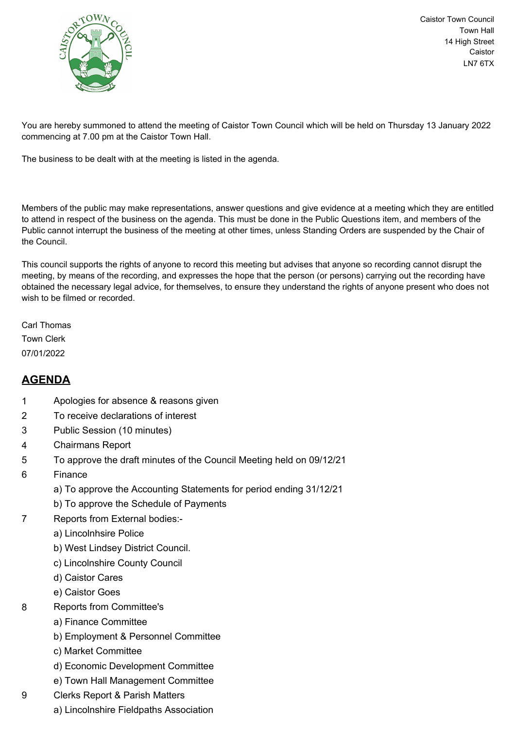Caistor Town Council
Town Hall
14 High Street
Caistor
LN7 6TX

You are hereby summoned to attend the meeting of Caistor Town Council which will be held on Thursday 13 January 2022 commencing at 7.00 pm at the Caistor Town Hall.

The business to be dealt with at the meeting is listed in the agenda.

Members of the public may make representations, answer questions and give evidence at a meeting which they are entitled to attend in respect of the business on the agenda. This must be done in the Public Questions item, and members of the Public cannot interrupt the business of the meeting at other times, unless Standing Orders are suspended by the Chair of the Council.

This council supports the rights of anyone to record this meeting but advises that anyone so recording cannot disrupt the meeting, by means of the recording, and expresses the hope that the person (or persons) carrying out the recording have obtained the necessary legal advice, for themselves, to ensure they understand the rights of anyone present who does not wish to be filmed or recorded.

Carl Thomas
Town Clerk
07/01/2022

## AGENDA

1 Apologies for absence & reasons given

2 To receive declarations of interest

3 Public Session (10 minutes)

4 Chairmans Report

5 To approve the draft minutes of the Council Meeting held on 09/12/21

6 Finance
   - a) To approve the Accounting Statements for period ending 31/12/21
   - b) To approve the Schedule of Payments

7 Reports from External bodies:-
   - a) Lincolnhsire Police
   - b) West Lindsey District Council.
   - c) Lincolnshire County Council
   - d) Caistor Cares
   - e) Caistor Goes

8 Reports from Committee's
   - a) Finance Committee
   - b) Employment & Personnel Committee
   - c) Market Committee
   - d) Economic Development Committee
   - e) Town Hall Management Committee

9 Clerks Report & Parish Matters
   - a) Lincolnshire Fieldpaths Association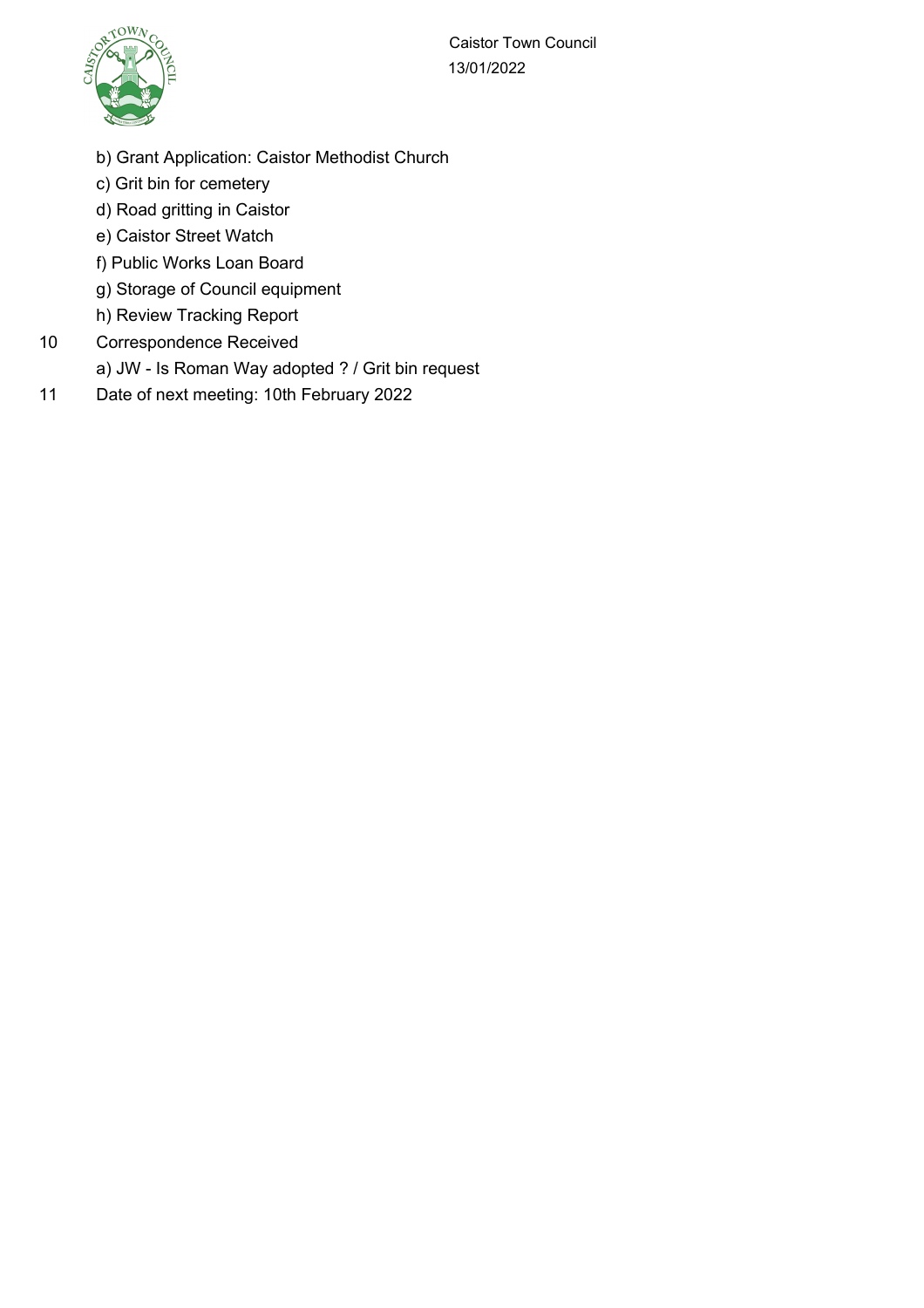b) Grant Application: Caistor Methodist Church

c) Grit bin for cemetery

d) Road gritting in Caistor

e) Caistor Street Watch

f) Public Works Loan Board

g) Storage of Council equipment

h) Review Tracking Report

10 Correspondence Received

a) JW - Is Roman Way adopted ? / Grit bin request

11 Date of next meeting: 10th February 2022